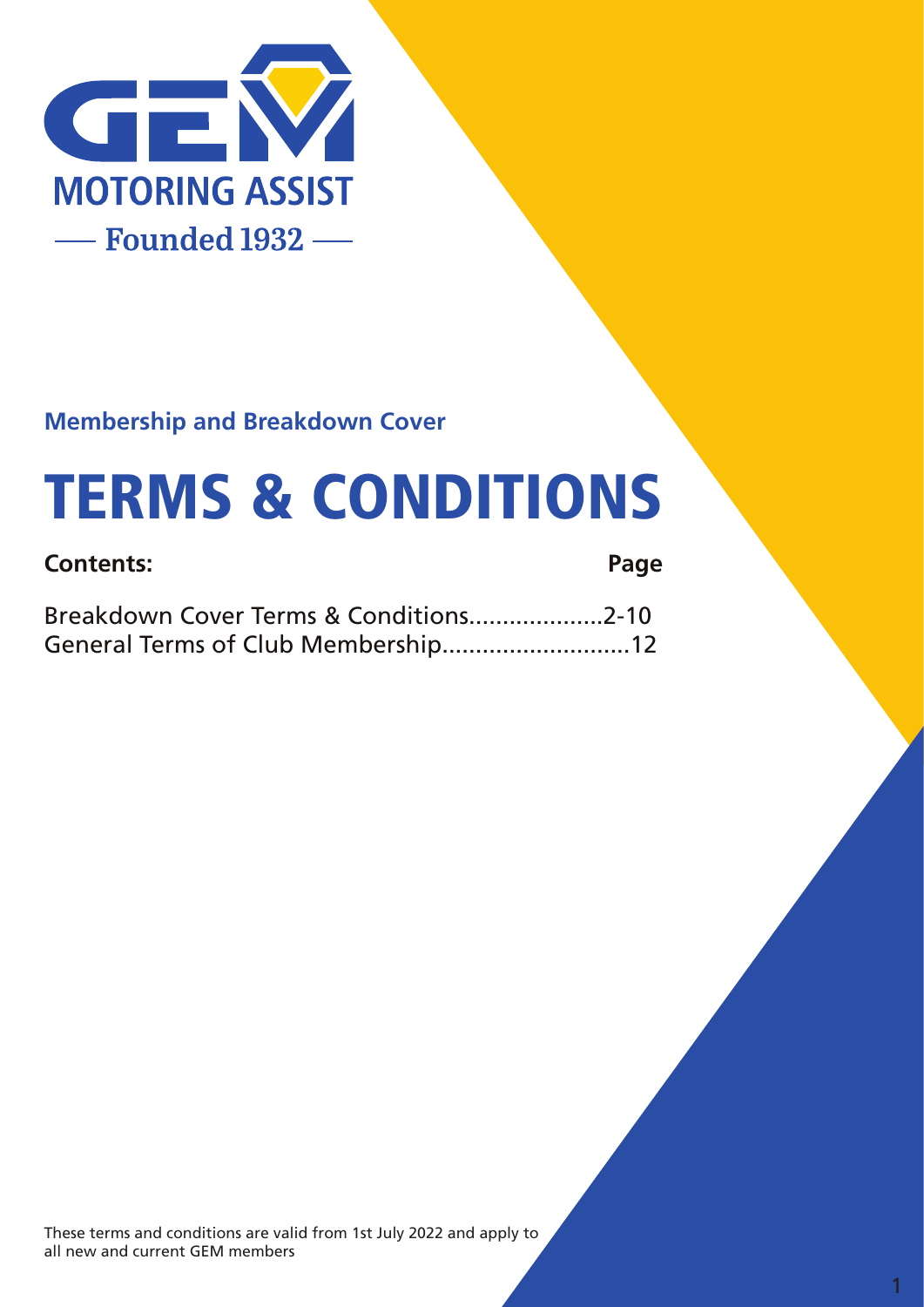GEM

MOTORING ASSIST

— Founded 1932 —

**Membership and Breakdown Cover**

# TERMS & CONDITIONS

| Contents: | Page |
| --- | --- |
| Breakdown Cover Terms & Conditions | 2-10 |
| General Terms of Club Membership | 12 |

These terms and conditions are valid from 1st July 2022 and apply to all new and current GEM members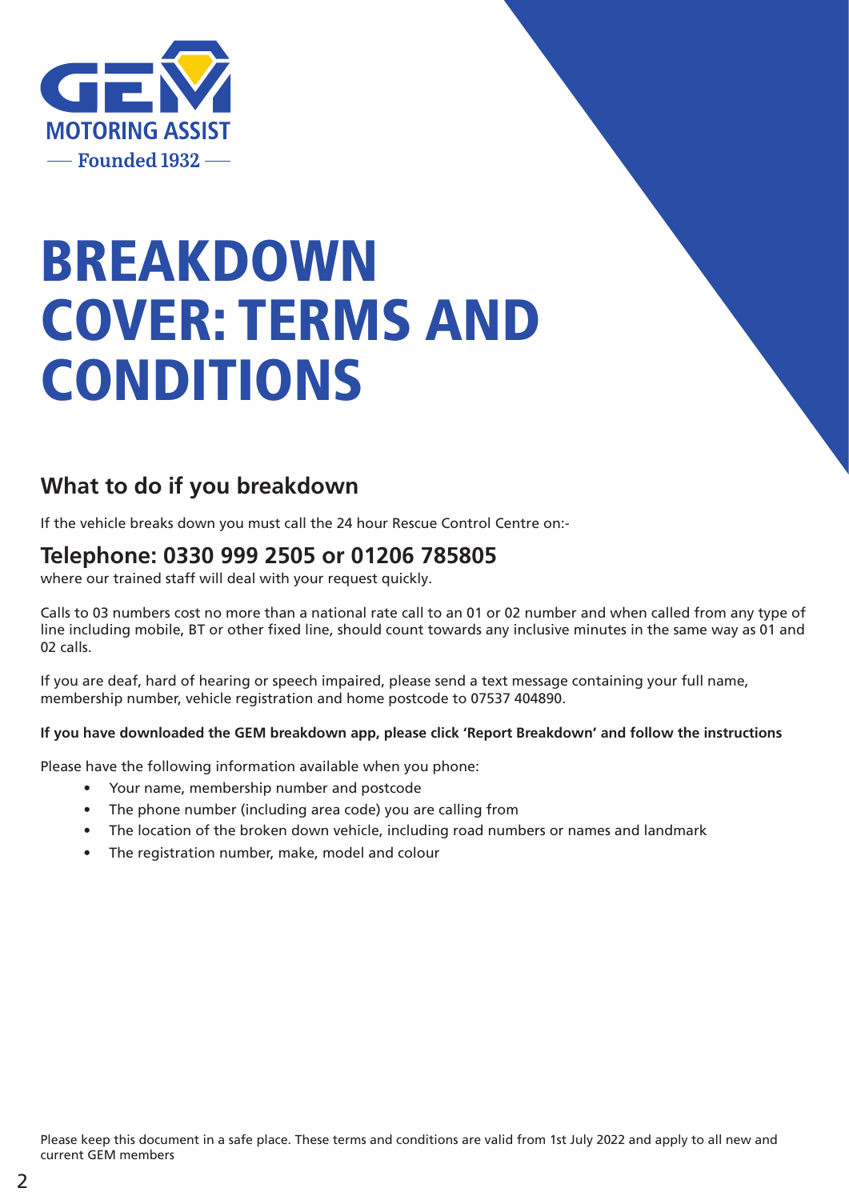GEM

MOTORING ASSIST

Founded 1932

# BREAKDOWN COVER: TERMS AND CONDITIONS

## What to do if you breakdown

If the vehicle breaks down you must call the 24 hour Rescue Control Centre on:-

## Telephone: 0330 999 2505 or 01206 785805

where our trained staff will deal with your request quickly.

Calls to 03 numbers cost no more than a national rate call to an 01 or 02 number and when called from any type of line including mobile, BT or other fixed line, should count towards any inclusive minutes in the same way as 01 and 02 calls.

If you are deaf, hard of hearing or speech impaired, please send a text message containing your full name, membership number, vehicle registration and home postcode to 07537 404890.

**If you have downloaded the GEM breakdown app, please click 'Report Breakdown' and follow the instructions**

Please have the following information available when you phone:

- Your name, membership number and postcode
- The phone number (including area code) you are calling from
- The location of the broken down vehicle, including road numbers or names and landmark
- The registration number, make, model and colour

Please keep this document in a safe place. These terms and conditions are valid from 1st July 2022 and apply to all new and current GEM members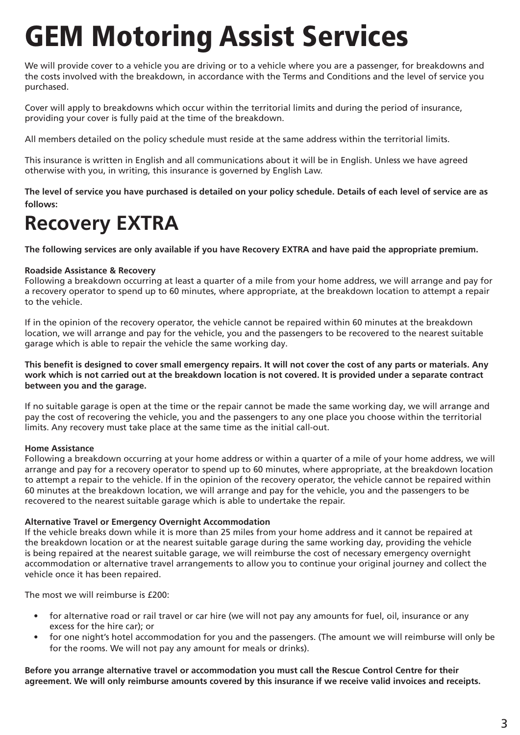# GEM Motoring Assist Services

We will provide cover to a vehicle you are driving or to a vehicle where you are a passenger, for breakdowns and the costs involved with the breakdown, in accordance with the Terms and Conditions and the level of service you purchased.

Cover will apply to breakdowns which occur within the territorial limits and during the period of insurance, providing your cover is fully paid at the time of the breakdown.

All members detailed on the policy schedule must reside at the same address within the territorial limits.

This insurance is written in English and all communications about it will be in English. Unless we have agreed otherwise with you, in writing, this insurance is governed by English Law.

**The level of service you have purchased is detailed on your policy schedule. Details of each level of service are as follows:**

## Recovery EXTRA

**The following services are only available if you have Recovery EXTRA and have paid the appropriate premium.**

**Roadside Assistance & Recovery**
Following a breakdown occurring at least a quarter of a mile from your home address, we will arrange and pay for a recovery operator to spend up to 60 minutes, where appropriate, at the breakdown location to attempt a repair to the vehicle.

If in the opinion of the recovery operator, the vehicle cannot be repaired within 60 minutes at the breakdown location, we will arrange and pay for the vehicle, you and the passengers to be recovered to the nearest suitable garage which is able to repair the vehicle the same working day.

**This benefit is designed to cover small emergency repairs. It will not cover the cost of any parts or materials. Any work which is not carried out at the breakdown location is not covered. It is provided under a separate contract between you and the garage.**

If no suitable garage is open at the time or the repair cannot be made the same working day, we will arrange and pay the cost of recovering the vehicle, you and the passengers to any one place you choose within the territorial limits. Any recovery must take place at the same time as the initial call-out.

**Home Assistance**
Following a breakdown occurring at your home address or within a quarter of a mile of your home address, we will arrange and pay for a recovery operator to spend up to 60 minutes, where appropriate, at the breakdown location to attempt a repair to the vehicle. If in the opinion of the recovery operator, the vehicle cannot be repaired within 60 minutes at the breakdown location, we will arrange and pay for the vehicle, you and the passengers to be recovered to the nearest suitable garage which is able to undertake the repair.

**Alternative Travel or Emergency Overnight Accommodation**
If the vehicle breaks down while it is more than 25 miles from your home address and it cannot be repaired at the breakdown location or at the nearest suitable garage during the same working day, providing the vehicle is being repaired at the nearest suitable garage, we will reimburse the cost of necessary emergency overnight accommodation or alternative travel arrangements to allow you to continue your original journey and collect the vehicle once it has been repaired.

The most we will reimburse is £200:

- for alternative road or rail travel or car hire (we will not pay any amounts for fuel, oil, insurance or any excess for the hire car); or
- for one night's hotel accommodation for you and the passengers. (The amount we will reimburse will only be for the rooms. We will not pay any amount for meals or drinks).

**Before you arrange alternative travel or accommodation you must call the Rescue Control Centre for their agreement. We will only reimburse amounts covered by this insurance if we receive valid invoices and receipts.**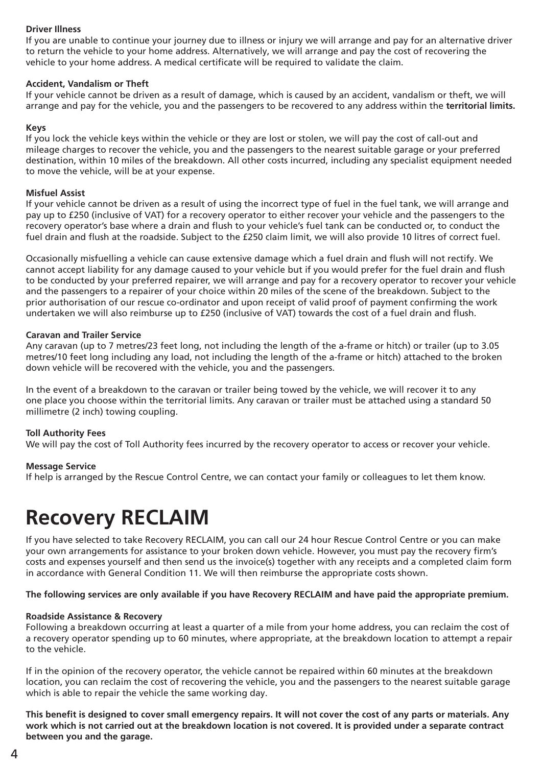**Driver Illness**
If you are unable to continue your journey due to illness or injury we will arrange and pay for an alternative driver to return the vehicle to your home address. Alternatively, we will arrange and pay the cost of recovering the vehicle to your home address. A medical certificate will be required to validate the claim.

**Accident, Vandalism or Theft**
If your vehicle cannot be driven as a result of damage, which is caused by an accident, vandalism or theft, we will arrange and pay for the vehicle, you and the passengers to be recovered to any address within the **territorial limits.**

**Keys**
If you lock the vehicle keys within the vehicle or they are lost or stolen, we will pay the cost of call-out and mileage charges to recover the vehicle, you and the passengers to the nearest suitable garage or your preferred destination, within 10 miles of the breakdown. All other costs incurred, including any specialist equipment needed to move the vehicle, will be at your expense.

**Misfuel Assist**
If your vehicle cannot be driven as a result of using the incorrect type of fuel in the fuel tank, we will arrange and pay up to £250 (inclusive of VAT) for a recovery operator to either recover your vehicle and the passengers to the recovery operator's base where a drain and flush to your vehicle's fuel tank can be conducted or, to conduct the fuel drain and flush at the roadside. Subject to the £250 claim limit, we will also provide 10 litres of correct fuel.

Occasionally misfuelling a vehicle can cause extensive damage which a fuel drain and flush will not rectify. We cannot accept liability for any damage caused to your vehicle but if you would prefer for the fuel drain and flush to be conducted by your preferred repairer, we will arrange and pay for a recovery operator to recover your vehicle and the passengers to a repairer of your choice within 20 miles of the scene of the breakdown. Subject to the prior authorisation of our rescue co-ordinator and upon receipt of valid proof of payment confirming the work undertaken we will also reimburse up to £250 (inclusive of VAT) towards the cost of a fuel drain and flush.

**Caravan and Trailer Service**
Any caravan (up to 7 metres/23 feet long, not including the length of the a-frame or hitch) or trailer (up to 3.05 metres/10 feet long including any load, not including the length of the a-frame or hitch) attached to the broken down vehicle will be recovered with the vehicle, you and the passengers.

In the event of a breakdown to the caravan or trailer being towed by the vehicle, we will recover it to any one place you choose within the territorial limits. Any caravan or trailer must be attached using a standard 50 millimetre (2 inch) towing coupling.

**Toll Authority Fees**
We will pay the cost of Toll Authority fees incurred by the recovery operator to access or recover your vehicle.

**Message Service**
If help is arranged by the Rescue Control Centre, we can contact your family or colleagues to let them know.

# Recovery RECLAIM

If you have selected to take Recovery RECLAIM, you can call our 24 hour Rescue Control Centre or you can make your own arrangements for assistance to your broken down vehicle. However, you must pay the recovery firm's costs and expenses yourself and then send us the invoice(s) together with any receipts and a completed claim form in accordance with General Condition 11. We will then reimburse the appropriate costs shown.

**The following services are only available if you have Recovery RECLAIM and have paid the appropriate premium.**

**Roadside Assistance & Recovery**
Following a breakdown occurring at least a quarter of a mile from your home address, you can reclaim the cost of a recovery operator spending up to 60 minutes, where appropriate, at the breakdown location to attempt a repair to the vehicle.

If in the opinion of the recovery operator, the vehicle cannot be repaired within 60 minutes at the breakdown location, you can reclaim the cost of recovering the vehicle, you and the passengers to the nearest suitable garage which is able to repair the vehicle the same working day.

**This benefit is designed to cover small emergency repairs. It will not cover the cost of any parts or materials. Any work which is not carried out at the breakdown location is not covered. It is provided under a separate contract between you and the garage.**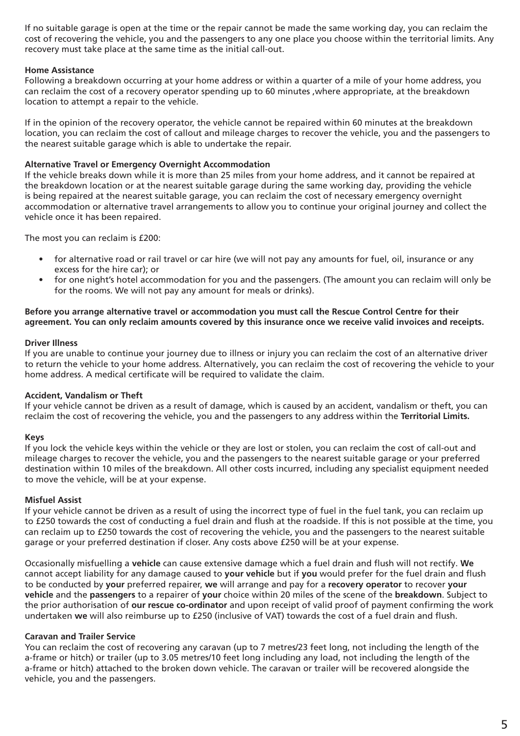If no suitable garage is open at the time or the repair cannot be made the same working day, you can reclaim the cost of recovering the vehicle, you and the passengers to any one place you choose within the territorial limits. Any recovery must take place at the same time as the initial call-out.

**Home Assistance**

Following a breakdown occurring at your home address or within a quarter of a mile of your home address, you can reclaim the cost of a recovery operator spending up to 60 minutes ,where appropriate, at the breakdown location to attempt a repair to the vehicle.

If in the opinion of the recovery operator, the vehicle cannot be repaired within 60 minutes at the breakdown location, you can reclaim the cost of callout and mileage charges to recover the vehicle, you and the passengers to the nearest suitable garage which is able to undertake the repair.

**Alternative Travel or Emergency Overnight Accommodation**

If the vehicle breaks down while it is more than 25 miles from your home address, and it cannot be repaired at the breakdown location or at the nearest suitable garage during the same working day, providing the vehicle is being repaired at the nearest suitable garage, you can reclaim the cost of necessary emergency overnight accommodation or alternative travel arrangements to allow you to continue your original journey and collect the vehicle once it has been repaired.

The most you can reclaim is £200:

- for alternative road or rail travel or car hire (we will not pay any amounts for fuel, oil, insurance or any excess for the hire car); or
- for one night's hotel accommodation for you and the passengers. (The amount you can reclaim will only be for the rooms. We will not pay any amount for meals or drinks).

**Before you arrange alternative travel or accommodation you must call the Rescue Control Centre for their agreement. You can only reclaim amounts covered by this insurance once we receive valid invoices and receipts.**

**Driver Illness**

If you are unable to continue your journey due to illness or injury you can reclaim the cost of an alternative driver to return the vehicle to your home address. Alternatively, you can reclaim the cost of recovering the vehicle to your home address. A medical certificate will be required to validate the claim.

**Accident, Vandalism or Theft**

If your vehicle cannot be driven as a result of damage, which is caused by an accident, vandalism or theft, you can reclaim the cost of recovering the vehicle, you and the passengers to any address within the **Territorial Limits.**

**Keys**

If you lock the vehicle keys within the vehicle or they are lost or stolen, you can reclaim the cost of call-out and mileage charges to recover the vehicle, you and the passengers to the nearest suitable garage or your preferred destination within 10 miles of the breakdown. All other costs incurred, including any specialist equipment needed to move the vehicle, will be at your expense.

**Misfuel Assist**

If your vehicle cannot be driven as a result of using the incorrect type of fuel in the fuel tank, you can reclaim up to £250 towards the cost of conducting a fuel drain and flush at the roadside. If this is not possible at the time, you can reclaim up to £250 towards the cost of recovering the vehicle, you and the passengers to the nearest suitable garage or your preferred destination if closer. Any costs above £250 will be at your expense.

Occasionally misfuelling a **vehicle** can cause extensive damage which a fuel drain and flush will not rectify. **We** cannot accept liability for any damage caused to **your vehicle** but if **you** would prefer for the fuel drain and flush to be conducted by **your** preferred repairer, **we** will arrange and pay for a **recovery operator** to recover **your vehicle** and the **passengers** to a repairer of **your** choice within 20 miles of the scene of the **breakdown**. Subject to the prior authorisation of **our rescue co-ordinator** and upon receipt of valid proof of payment confirming the work undertaken **we** will also reimburse up to £250 (inclusive of VAT) towards the cost of a fuel drain and flush.

**Caravan and Trailer Service**

You can reclaim the cost of recovering any caravan (up to 7 metres/23 feet long, not including the length of the a-frame or hitch) or trailer (up to 3.05 metres/10 feet long including any load, not including the length of the a-frame or hitch) attached to the broken down vehicle. The caravan or trailer will be recovered alongside the vehicle, you and the passengers.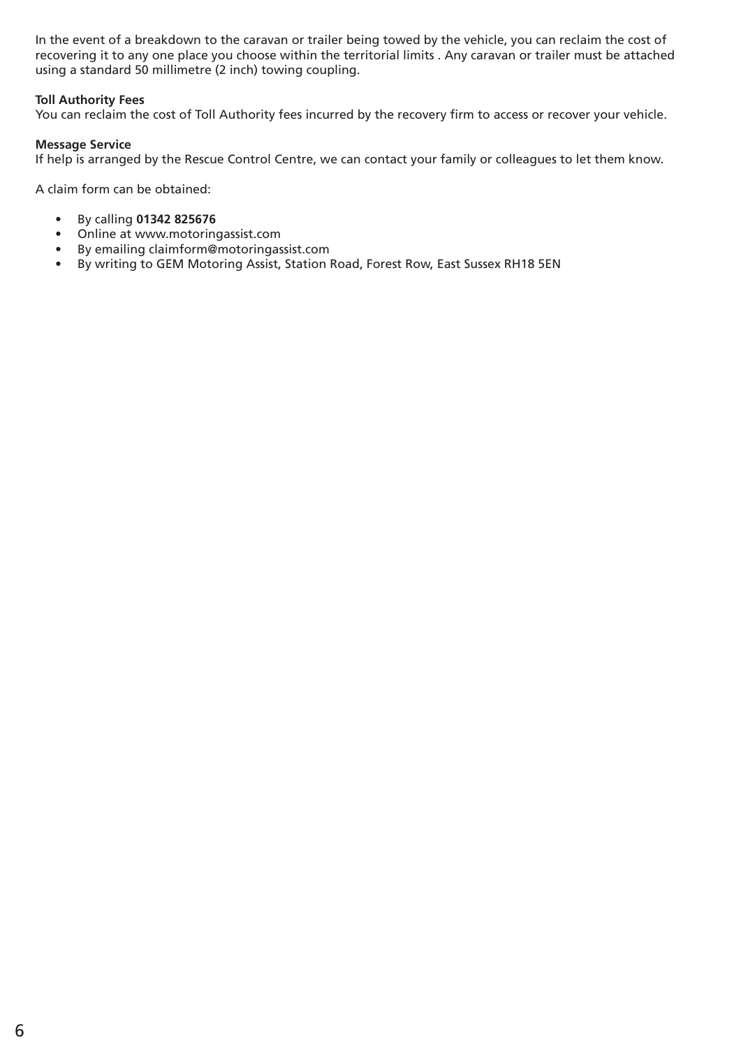In the event of a breakdown to the caravan or trailer being towed by the vehicle, you can reclaim the cost of recovering it to any one place you choose within the territorial limits . Any caravan or trailer must be attached using a standard 50 millimetre (2 inch) towing coupling.

**Toll Authority Fees**
You can reclaim the cost of Toll Authority fees incurred by the recovery firm to access or recover your vehicle.

**Message Service**
If help is arranged by the Rescue Control Centre, we can contact your family or colleagues to let them know.

A claim form can be obtained:

- By calling **01342 825676**
- Online at www.motoringassist.com
- By emailing claimform@motoringassist.com
- By writing to GEM Motoring Assist, Station Road, Forest Row, East Sussex RH18 5EN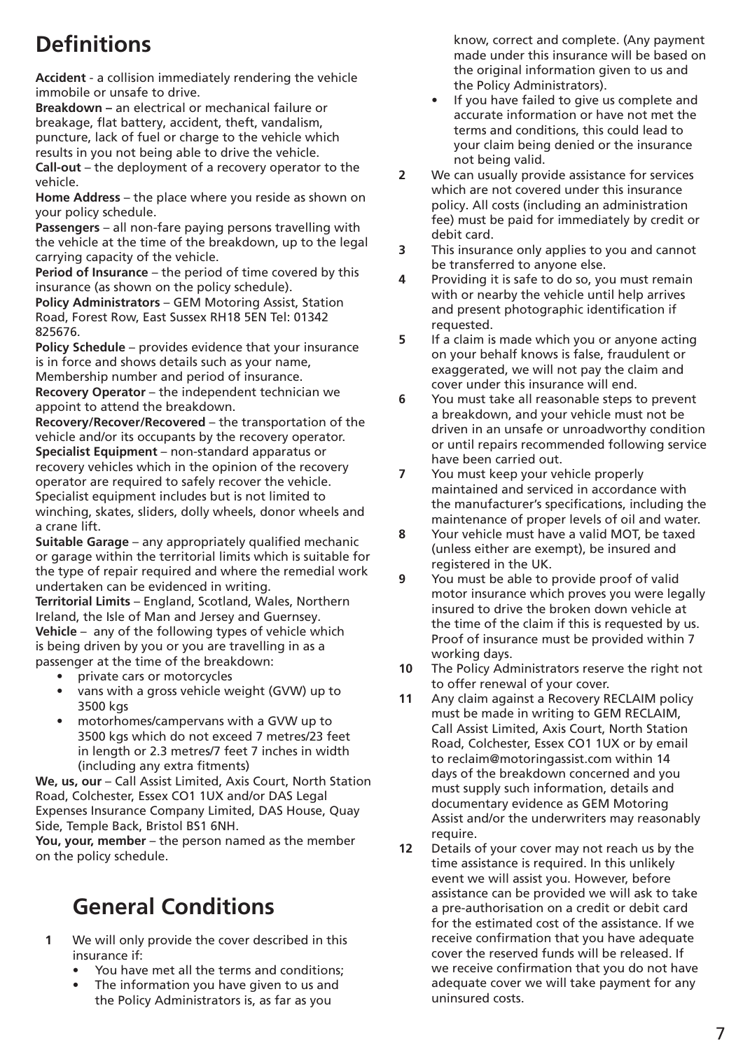# Definitions

**Accident** - a collision immediately rendering the vehicle immobile or unsafe to drive.

**Breakdown –** an electrical or mechanical failure or breakage, flat battery, accident, theft, vandalism, puncture, lack of fuel or charge to the vehicle which results in you not being able to drive the vehicle.

**Call-out** – the deployment of a recovery operator to the vehicle.

**Home Address** – the place where you reside as shown on your policy schedule.

**Passengers** – all non-fare paying persons travelling with the vehicle at the time of the breakdown, up to the legal carrying capacity of the vehicle.

**Period of Insurance** – the period of time covered by this insurance (as shown on the policy schedule).

**Policy Administrators** – GEM Motoring Assist, Station Road, Forest Row, East Sussex RH18 5EN Tel: 01342 825676.

**Policy Schedule** – provides evidence that your insurance is in force and shows details such as your name, Membership number and period of insurance.

**Recovery Operator** – the independent technician we appoint to attend the breakdown.

**Recovery/Recover/Recovered** – the transportation of the vehicle and/or its occupants by the recovery operator.

**Specialist Equipment** – non-standard apparatus or recovery vehicles which in the opinion of the recovery operator are required to safely recover the vehicle. Specialist equipment includes but is not limited to winching, skates, sliders, dolly wheels, donor wheels and a crane lift.

**Suitable Garage** – any appropriately qualified mechanic or garage within the territorial limits which is suitable for the type of repair required and where the remedial work undertaken can be evidenced in writing.

**Territorial Limits** – England, Scotland, Wales, Northern Ireland, the Isle of Man and Jersey and Guernsey.

**Vehicle** – any of the following types of vehicle which is being driven by you or you are travelling in as a passenger at the time of the breakdown:

- private cars or motorcycles
- vans with a gross vehicle weight (GVW) up to 3500 kgs
- motorhomes/campervans with a GVW up to 3500 kgs which do not exceed 7 metres/23 feet in length or 2.3 metres/7 feet 7 inches in width (including any extra fitments)

**We, us, our** – Call Assist Limited, Axis Court, North Station Road, Colchester, Essex CO1 1UX and/or DAS Legal Expenses Insurance Company Limited, DAS House, Quay Side, Temple Back, Bristol BS1 6NH.

**You, your, member** – the person named as the member on the policy schedule.

# General Conditions

**1** We will only provide the cover described in this insurance if:
- You have met all the terms and conditions;
- The information you have given to us and the Policy Administrators is, as far as you know, correct and complete. (Any payment made under this insurance will be based on the original information given to us and the Policy Administrators).
- If you have failed to give us complete and accurate information or have not met the terms and conditions, this could lead to your claim being denied or the insurance not being valid.

**2** We can usually provide assistance for services which are not covered under this insurance policy. All costs (including an administration fee) must be paid for immediately by credit or debit card.

**3** This insurance only applies to you and cannot be transferred to anyone else.

**4** Providing it is safe to do so, you must remain with or nearby the vehicle until help arrives and present photographic identification if requested.

**5** If a claim is made which you or anyone acting on your behalf knows is false, fraudulent or exaggerated, we will not pay the claim and cover under this insurance will end.

**6** You must take all reasonable steps to prevent a breakdown, and your vehicle must not be driven in an unsafe or unroadworthy condition or until repairs recommended following service have been carried out.

**7** You must keep your vehicle properly maintained and serviced in accordance with the manufacturer's specifications, including the maintenance of proper levels of oil and water.

**8** Your vehicle must have a valid MOT, be taxed (unless either are exempt), be insured and registered in the UK.

**9** You must be able to provide proof of valid motor insurance which proves you were legally insured to drive the broken down vehicle at the time of the claim if this is requested by us. Proof of insurance must be provided within 7 working days.

**10** The Policy Administrators reserve the right not to offer renewal of your cover.

**11** Any claim against a Recovery RECLAIM policy must be made in writing to GEM RECLAIM, Call Assist Limited, Axis Court, North Station Road, Colchester, Essex CO1 1UX or by email to reclaim@motoringassist.com within 14 days of the breakdown concerned and you must supply such information, details and documentary evidence as GEM Motoring Assist and/or the underwriters may reasonably require.

**12** Details of your cover may not reach us by the time assistance is required. In this unlikely event we will assist you. However, before assistance can be provided we will ask to take a pre-authorisation on a credit or debit card for the estimated cost of the assistance. If we receive confirmation that you have adequate cover the reserved funds will be released. If we receive confirmation that you do not have adequate cover we will take payment for any uninsured costs.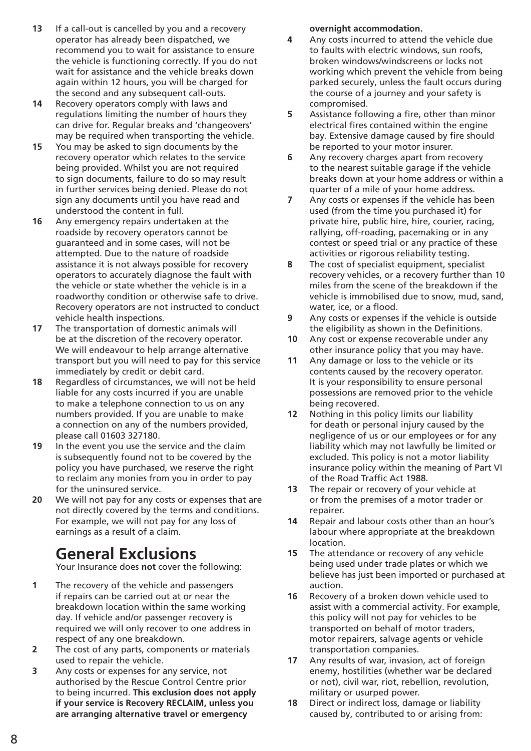13 If a call-out is cancelled by you and a recovery operator has already been dispatched, we recommend you to wait for assistance to ensure the vehicle is functioning correctly. If you do not wait for assistance and the vehicle breaks down again within 12 hours, you will be charged for the second and any subsequent call-outs.

14 Recovery operators comply with laws and regulations limiting the number of hours they can drive for. Regular breaks and 'changeovers' may be required when transporting the vehicle.

15 You may be asked to sign documents by the recovery operator which relates to the service being provided. Whilst you are not required to sign documents, failure to do so may result in further services being denied. Please do not sign any documents until you have read and understood the content in full.

16 Any emergency repairs undertaken at the roadside by recovery operators cannot be guaranteed and in some cases, will not be attempted. Due to the nature of roadside assistance it is not always possible for recovery operators to accurately diagnose the fault with the vehicle or state whether the vehicle is in a roadworthy condition or otherwise safe to drive. Recovery operators are not instructed to conduct vehicle health inspections.

17 The transportation of domestic animals will be at the discretion of the recovery operator. We will endeavour to help arrange alternative transport but you will need to pay for this service immediately by credit or debit card.

18 Regardless of circumstances, we will not be held liable for any costs incurred if you are unable to make a telephone connection to us on any numbers provided. If you are unable to make a connection on any of the numbers provided, please call 01603 327180.

19 In the event you use the service and the claim is subsequently found not to be covered by the policy you have purchased, we reserve the right to reclaim any monies from you in order to pay for the uninsured service.

20 We will not pay for any costs or expenses that are not directly covered by the terms and conditions. For example, we will not pay for any loss of earnings as a result of a claim.

# General Exclusions

Your Insurance does **not** cover the following:

1 The recovery of the vehicle and passengers if repairs can be carried out at or near the breakdown location within the same working day. If vehicle and/or passenger recovery is required we will only recover to one address in respect of any one breakdown.

2 The cost of any parts, components or materials used to repair the vehicle.

3 Any costs or expenses for any service, not authorised by the Rescue Control Centre prior to being incurred. **This exclusion does not apply if your service is Recovery RECLAIM, unless you are arranging alternative travel or emergency overnight accommodation.**

4 Any costs incurred to attend the vehicle due to faults with electric windows, sun roofs, broken windows/windscreens or locks not working which prevent the vehicle from being parked securely, unless the fault occurs during the course of a journey and your safety is compromised.

5 Assistance following a fire, other than minor electrical fires contained within the engine bay. Extensive damage caused by fire should be reported to your motor insurer.

6 Any recovery charges apart from recovery to the nearest suitable garage if the vehicle breaks down at your home address or within a quarter of a mile of your home address.

7 Any costs or expenses if the vehicle has been used (from the time you purchased it) for private hire, public hire, hire, courier, racing, rallying, off-roading, pacemaking or in any contest or speed trial or any practice of these activities or rigorous reliability testing.

8 The cost of specialist equipment, specialist recovery vehicles, or a recovery further than 10 miles from the scene of the breakdown if the vehicle is immobilised due to snow, mud, sand, water, ice, or a flood.

9 Any costs or expenses if the vehicle is outside the eligibility as shown in the Definitions.

10 Any cost or expense recoverable under any other insurance policy that you may have.

11 Any damage or loss to the vehicle or its contents caused by the recovery operator. It is your responsibility to ensure personal possessions are removed prior to the vehicle being recovered.

12 Nothing in this policy limits our liability for death or personal injury caused by the negligence of us or our employees or for any liability which may not lawfully be limited or excluded. This policy is not a motor liability insurance policy within the meaning of Part VI of the Road Traffic Act 1988.

13 The repair or recovery of your vehicle at or from the premises of a motor trader or repairer.

14 Repair and labour costs other than an hour's labour where appropriate at the breakdown location.

15 The attendance or recovery of any vehicle being used under trade plates or which we believe has just been imported or purchased at auction.

16 Recovery of a broken down vehicle used to assist with a commercial activity. For example, this policy will not pay for vehicles to be transported on behalf of motor traders, motor repairers, salvage agents or vehicle transportation companies.

17 Any results of war, invasion, act of foreign enemy, hostilities (whether war be declared or not), civil war, riot, rebellion, revolution, military or usurped power.

18 Direct or indirect loss, damage or liability caused by, contributed to or arising from: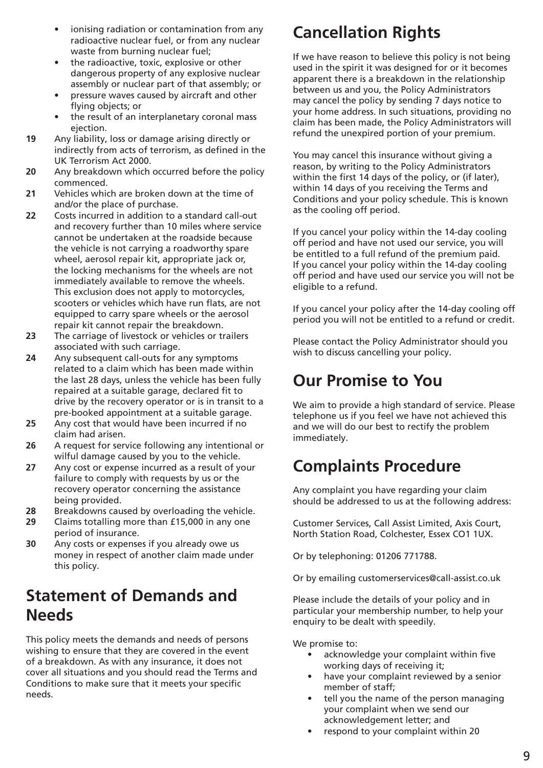- ionising radiation or contamination from any radioactive nuclear fuel, or from any nuclear waste from burning nuclear fuel;
- the radioactive, toxic, explosive or other dangerous property of any explosive nuclear assembly or nuclear part of that assembly; or
- pressure waves caused by aircraft and other flying objects; or
- the result of an interplanetary coronal mass ejection.

**19** Any liability, loss or damage arising directly or indirectly from acts of terrorism, as defined in the UK Terrorism Act 2000.

**20** Any breakdown which occurred before the policy commenced.

**21** Vehicles which are broken down at the time of and/or the place of purchase.

**22** Costs incurred in addition to a standard call-out and recovery further than 10 miles where service cannot be undertaken at the roadside because the vehicle is not carrying a roadworthy spare wheel, aerosol repair kit, appropriate jack or, the locking mechanisms for the wheels are not immediately available to remove the wheels. This exclusion does not apply to motorcycles, scooters or vehicles which have run flats, are not equipped to carry spare wheels or the aerosol repair kit cannot repair the breakdown.

**23** The carriage of livestock or vehicles or trailers associated with such carriage.

**24** Any subsequent call-outs for any symptoms related to a claim which has been made within the last 28 days, unless the vehicle has been fully repaired at a suitable garage, declared fit to drive by the recovery operator or is in transit to a pre-booked appointment at a suitable garage.

**25** Any cost that would have been incurred if no claim had arisen.

**26** A request for service following any intentional or wilful damage caused by you to the vehicle.

**27** Any cost or expense incurred as a result of your failure to comply with requests by us or the recovery operator concerning the assistance being provided.

**28** Breakdowns caused by overloading the vehicle.

**29** Claims totalling more than £15,000 in any one period of insurance.

**30** Any costs or expenses if you already owe us money in respect of another claim made under this policy.

## Statement of Demands and Needs

This policy meets the demands and needs of persons wishing to ensure that they are covered in the event of a breakdown. As with any insurance, it does not cover all situations and you should read the Terms and Conditions to make sure that it meets your specific needs.

## Cancellation Rights

If we have reason to believe this policy is not being used in the spirit it was designed for or it becomes apparent there is a breakdown in the relationship between us and you, the Policy Administrators may cancel the policy by sending 7 days notice to your home address. In such situations, providing no claim has been made, the Policy Administrators will refund the unexpired portion of your premium.

You may cancel this insurance without giving a reason, by writing to the Policy Administrators within the first 14 days of the policy, or (if later), within 14 days of you receiving the Terms and Conditions and your policy schedule. This is known as the cooling off period.

If you cancel your policy within the 14-day cooling off period and have not used our service, you will be entitled to a full refund of the premium paid. If you cancel your policy within the 14-day cooling off period and have used our service you will not be eligible to a refund.

If you cancel your policy after the 14-day cooling off period you will not be entitled to a refund or credit.

Please contact the Policy Administrator should you wish to discuss cancelling your policy.

## Our Promise to You

We aim to provide a high standard of service. Please telephone us if you feel we have not achieved this and we will do our best to rectify the problem immediately.

## Complaints Procedure

Any complaint you have regarding your claim should be addressed to us at the following address:

Customer Services, Call Assist Limited, Axis Court, North Station Road, Colchester, Essex CO1 1UX.

Or by telephoning: 01206 771788.

Or by emailing customerservices@call-assist.co.uk

Please include the details of your policy and in particular your membership number, to help your enquiry to be dealt with speedily.

We promise to:

- acknowledge your complaint within five working days of receiving it;
- have your complaint reviewed by a senior member of staff;
- tell you the name of the person managing your complaint when we send our acknowledgement letter; and
- respond to your complaint within 20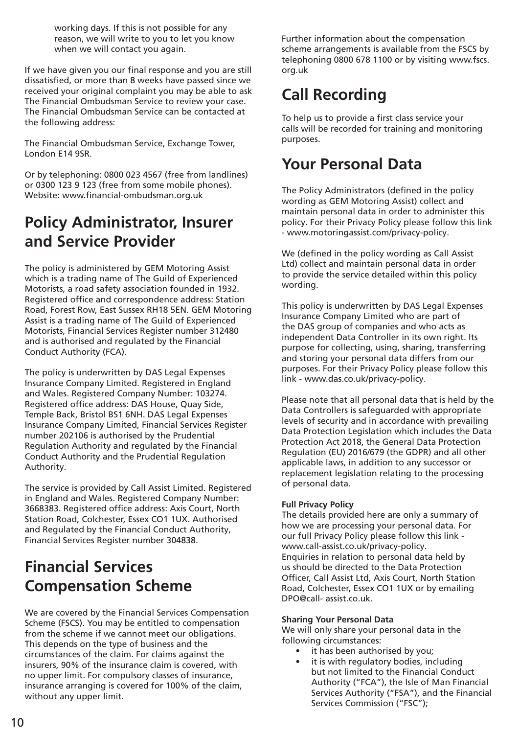working days. If this is not possible for any reason, we will write to you to let you know when we will contact you again.

If we have given you our final response and you are still dissatisfied, or more than 8 weeks have passed since we received your original complaint you may be able to ask The Financial Ombudsman Service to review your case. The Financial Ombudsman Service can be contacted at the following address:

The Financial Ombudsman Service, Exchange Tower, London E14 9SR.

Or by telephoning: 0800 023 4567 (free from landlines) or 0300 123 9 123 (free from some mobile phones). Website: www.financial-ombudsman.org.uk

## Policy Administrator, Insurer and Service Provider

The policy is administered by GEM Motoring Assist which is a trading name of The Guild of Experienced Motorists, a road safety association founded in 1932. Registered office and correspondence address: Station Road, Forest Row, East Sussex RH18 5EN. GEM Motoring Assist is a trading name of The Guild of Experienced Motorists, Financial Services Register number 312480 and is authorised and regulated by the Financial Conduct Authority (FCA).

The policy is underwritten by DAS Legal Expenses Insurance Company Limited. Registered in England and Wales. Registered Company Number: 103274. Registered office address: DAS House, Quay Side, Temple Back, Bristol BS1 6NH. DAS Legal Expenses Insurance Company Limited, Financial Services Register number 202106 is authorised by the Prudential Regulation Authority and regulated by the Financial Conduct Authority and the Prudential Regulation Authority.

The service is provided by Call Assist Limited. Registered in England and Wales. Registered Company Number: 3668383. Registered office address: Axis Court, North Station Road, Colchester, Essex CO1 1UX. Authorised and Regulated by the Financial Conduct Authority, Financial Services Register number 304838.

## Financial Services Compensation Scheme

We are covered by the Financial Services Compensation Scheme (FSCS). You may be entitled to compensation from the scheme if we cannot meet our obligations. This depends on the type of business and the circumstances of the claim. For claims against the insurers, 90% of the insurance claim is covered, with no upper limit. For compulsory classes of insurance, insurance arranging is covered for 100% of the claim, without any upper limit.

Further information about the compensation scheme arrangements is available from the FSCS by telephoning 0800 678 1100 or by visiting www.fscs.org.uk

## Call Recording

To help us to provide a first class service your calls will be recorded for training and monitoring purposes.

## Your Personal Data

The Policy Administrators (defined in the policy wording as GEM Motoring Assist) collect and maintain personal data in order to administer this policy. For their Privacy Policy please follow this link - www.motoringassist.com/privacy-policy.

We (defined in the policy wording as Call Assist Ltd) collect and maintain personal data in order to provide the service detailed within this policy wording.

This policy is underwritten by DAS Legal Expenses Insurance Company Limited who are part of the DAS group of companies and who acts as independent Data Controller in its own right. Its purpose for collecting, using, sharing, transferring and storing your personal data differs from our purposes. For their Privacy Policy please follow this link - www.das.co.uk/privacy-policy.

Please note that all personal data that is held by the Data Controllers is safeguarded with appropriate levels of security and in accordance with prevailing Data Protection Legislation which includes the Data Protection Act 2018, the General Data Protection Regulation (EU) 2016/679 (the GDPR) and all other applicable laws, in addition to any successor or replacement legislation relating to the processing of personal data.

**Full Privacy Policy**
The details provided here are only a summary of how we are processing your personal data. For our full Privacy Policy please follow this link - www.call-assist.co.uk/privacy-policy.
Enquiries in relation to personal data held by us should be directed to the Data Protection Officer, Call Assist Ltd, Axis Court, North Station Road, Colchester, Essex CO1 1UX or by emailing DPO@call- assist.co.uk.

**Sharing Your Personal Data**
We will only share your personal data in the following circumstances:

- it has been authorised by you;
- it is with regulatory bodies, including but not limited to the Financial Conduct Authority ("FCA"), the Isle of Man Financial Services Authority ("FSA"), and the Financial Services Commission ("FSC");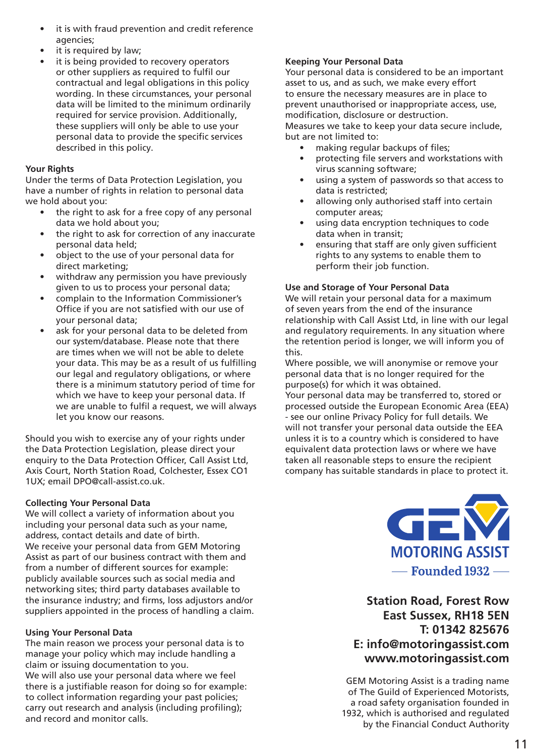- it is with fraud prevention and credit reference agencies;
- it is required by law;
- it is being provided to recovery operators or other suppliers as required to fulfil our contractual and legal obligations in this policy wording. In these circumstances, your personal data will be limited to the minimum ordinarily required for service provision. Additionally, these suppliers will only be able to use your personal data to provide the specific services described in this policy.

**Your Rights**

Under the terms of Data Protection Legislation, you have a number of rights in relation to personal data we hold about you:

- the right to ask for a free copy of any personal data we hold about you;
- the right to ask for correction of any inaccurate personal data held;
- object to the use of your personal data for direct marketing;
- withdraw any permission you have previously given to us to process your personal data;
- complain to the Information Commissioner's Office if you are not satisfied with our use of your personal data;
- ask for your personal data to be deleted from our system/database. Please note that there are times when we will not be able to delete your data. This may be as a result of us fulfilling our legal and regulatory obligations, or where there is a minimum statutory period of time for which we have to keep your personal data. If we are unable to fulfil a request, we will always let you know our reasons.

Should you wish to exercise any of your rights under the Data Protection Legislation, please direct your enquiry to the Data Protection Officer, Call Assist Ltd, Axis Court, North Station Road, Colchester, Essex CO1 1UX; email DPO@call-assist.co.uk.

**Collecting Your Personal Data**

We will collect a variety of information about you including your personal data such as your name, address, contact details and date of birth.
We receive your personal data from GEM Motoring Assist as part of our business contract with them and from a number of different sources for example: publicly available sources such as social media and networking sites; third party databases available to the insurance industry; and firms, loss adjustors and/or suppliers appointed in the process of handling a claim.

**Using Your Personal Data**

The main reason we process your personal data is to manage your policy which may include handling a claim or issuing documentation to you.
We will also use your personal data where we feel there is a justifiable reason for doing so for example: to collect information regarding your past policies; carry out research and analysis (including profiling); and record and monitor calls.

**Keeping Your Personal Data**

Your personal data is considered to be an important asset to us, and as such, we make every effort to ensure the necessary measures are in place to prevent unauthorised or inappropriate access, use, modification, disclosure or destruction.
Measures we take to keep your data secure include, but are not limited to:

- making regular backups of files;
- protecting file servers and workstations with virus scanning software;
- using a system of passwords so that access to data is restricted;
- allowing only authorised staff into certain computer areas;
- using data encryption techniques to code data when in transit;
- ensuring that staff are only given sufficient rights to any systems to enable them to perform their job function.

**Use and Storage of Your Personal Data**

We will retain your personal data for a maximum of seven years from the end of the insurance relationship with Call Assist Ltd, in line with our legal and regulatory requirements. In any situation where the retention period is longer, we will inform you of this.
Where possible, we will anonymise or remove your personal data that is no longer required for the purpose(s) for which it was obtained.
Your personal data may be transferred to, stored or processed outside the European Economic Area (EEA) - see our online Privacy Policy for full details. We will not transfer your personal data outside the EEA unless it is to a country which is considered to have equivalent data protection laws or where we have taken all reasonable steps to ensure the recipient company has suitable standards in place to protect it.

GEM MOTORING ASSIST
Founded 1932

**Station Road, Forest Row**
**East Sussex, RH18 5EN**
**T: 01342 825676**
**E: info@motoringassist.com**
**www.motoringassist.com**

GEM Motoring Assist is a trading name of The Guild of Experienced Motorists, a road safety organisation founded in 1932, which is authorised and regulated by the Financial Conduct Authority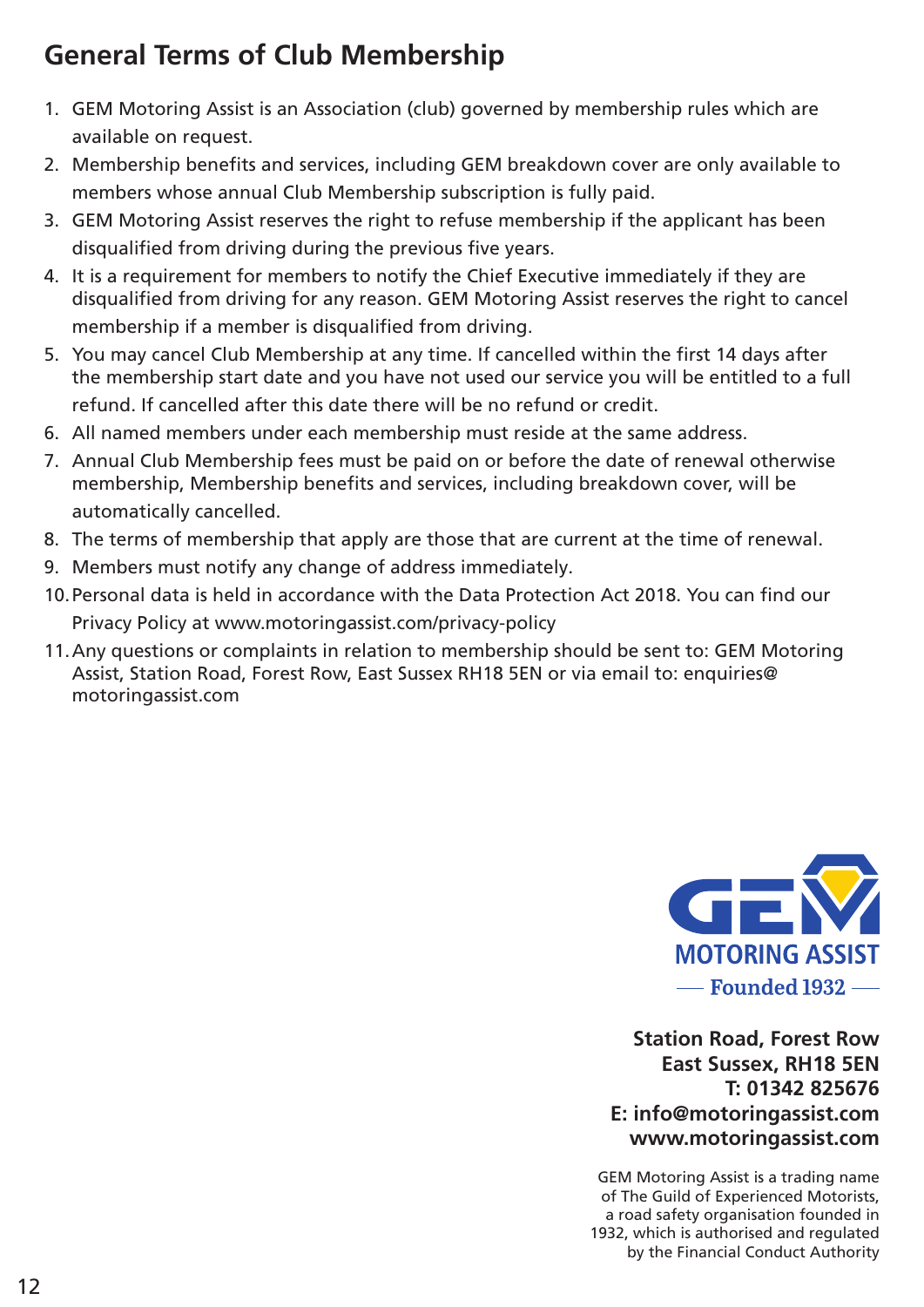## General Terms of Club Membership

1. GEM Motoring Assist is an Association (club) governed by membership rules which are available on request.
2. Membership benefits and services, including GEM breakdown cover are only available to members whose annual Club Membership subscription is fully paid.
3. GEM Motoring Assist reserves the right to refuse membership if the applicant has been disqualified from driving during the previous five years.
4. It is a requirement for members to notify the Chief Executive immediately if they are disqualified from driving for any reason. GEM Motoring Assist reserves the right to cancel membership if a member is disqualified from driving.
5. You may cancel Club Membership at any time. If cancelled within the first 14 days after the membership start date and you have not used our service you will be entitled to a full refund. If cancelled after this date there will be no refund or credit.
6. All named members under each membership must reside at the same address.
7. Annual Club Membership fees must be paid on or before the date of renewal otherwise membership, Membership benefits and services, including breakdown cover, will be automatically cancelled.
8. The terms of membership that apply are those that are current at the time of renewal.
9. Members must notify any change of address immediately.
10. Personal data is held in accordance with the Data Protection Act 2018. You can find our Privacy Policy at www.motoringassist.com/privacy-policy
11. Any questions or complaints in relation to membership should be sent to: GEM Motoring Assist, Station Road, Forest Row, East Sussex RH18 5EN or via email to: enquiries@motoringassist.com

GEM MOTORING ASSIST
Founded 1932

**Station Road, Forest Row**
**East Sussex, RH18 5EN**
**T: 01342 825676**
**E: info@motoringassist.com**
**www.motoringassist.com**

GEM Motoring Assist is a trading name of The Guild of Experienced Motorists, a road safety organisation founded in 1932, which is authorised and regulated by the Financial Conduct Authority